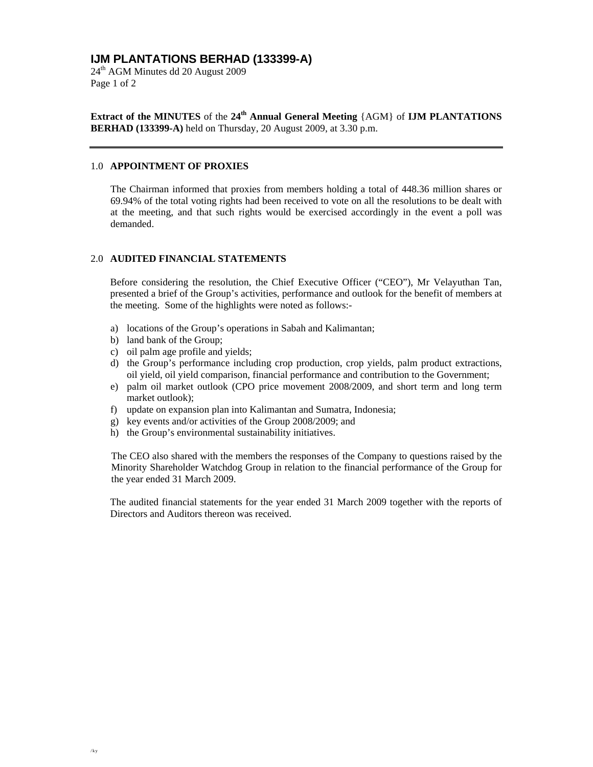# IJM PLANTATIONS BERHAD (133399-A)

**Extract of the MINUTES** of the **24th Annual General Meeting** {AGM} of **IJM PLANTATIONS BERHAD (133399-A)** held on Thursday, 20 August 2009, at 3.30 p.m.

---

## 1.0 APPOINTMENT OF PROXIES

The Chairman informed that proxies from members holding a total of 448.36 million shares or 69.94% of the total voting rights had been received to vote on all the resolutions to be dealt with at the meeting, and that such rights would be exercised accordingly in the event a poll was demanded.

## 2.0 AUDITED FINANCIAL STATEMENTS

Before considering the resolution, the Chief Executive Officer ("CEO"), Mr Velayuthan Tan, presented a brief of the Group's activities, performance and outlook for the benefit of members at the meeting. Some of the highlights were noted as follows:-

a) locations of the Group's operations in Sabah and Kalimantan;
b) land bank of the Group;
c) oil palm age profile and yields;
d) the Group's performance including crop production, crop yields, palm product extractions, oil yield, oil yield comparison, financial performance and contribution to the Government;
e) palm oil market outlook (CPO price movement 2008/2009, and short term and long term market outlook);
f) update on expansion plan into Kalimantan and Sumatra, Indonesia;
g) key events and/or activities of the Group 2008/2009; and
h) the Group's environmental sustainability initiatives.

The CEO also shared with the members the responses of the Company to questions raised by the Minority Shareholder Watchdog Group in relation to the financial performance of the Group for the year ended 31 March 2009.

The audited financial statements for the year ended 31 March 2009 together with the reports of Directors and Auditors thereon was received.

/ky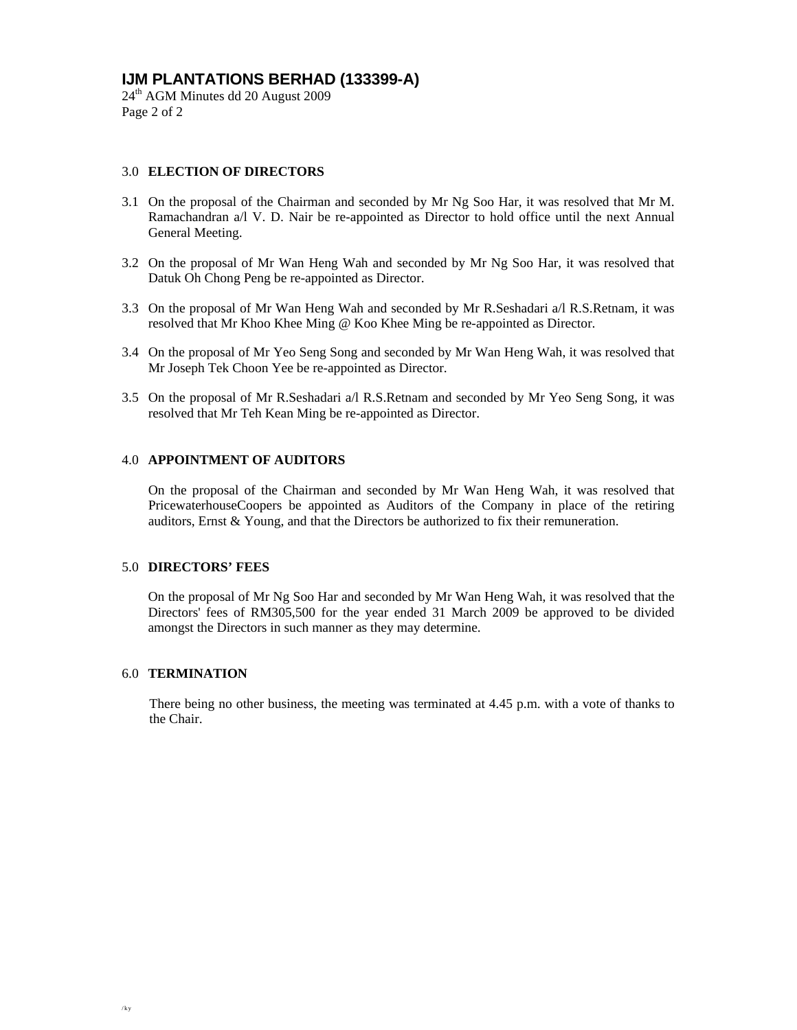## 3.0 ELECTION OF DIRECTORS

3.1 On the proposal of the Chairman and seconded by Mr Ng Soo Har, it was resolved that Mr M. Ramachandran a/l V. D. Nair be re-appointed as Director to hold office until the next Annual General Meeting.

3.2 On the proposal of Mr Wan Heng Wah and seconded by Mr Ng Soo Har, it was resolved that Datuk Oh Chong Peng be re-appointed as Director.

3.3 On the proposal of Mr Wan Heng Wah and seconded by Mr R.Seshadari a/l R.S.Retnam, it was resolved that Mr Khoo Khee Ming @ Koo Khee Ming be re-appointed as Director.

3.4 On the proposal of Mr Yeo Seng Song and seconded by Mr Wan Heng Wah, it was resolved that Mr Joseph Tek Choon Yee be re-appointed as Director.

3.5 On the proposal of Mr R.Seshadari a/l R.S.Retnam and seconded by Mr Yeo Seng Song, it was resolved that Mr Teh Kean Ming be re-appointed as Director.

## 4.0 APPOINTMENT OF AUDITORS

On the proposal of the Chairman and seconded by Mr Wan Heng Wah, it was resolved that PricewaterhouseCoopers be appointed as Auditors of the Company in place of the retiring auditors, Ernst & Young, and that the Directors be authorized to fix their remuneration.

## 5.0 DIRECTORS' FEES

On the proposal of Mr Ng Soo Har and seconded by Mr Wan Heng Wah, it was resolved that the Directors' fees of RM305,500 for the year ended 31 March 2009 be approved to be divided amongst the Directors in such manner as they may determine.

## 6.0 TERMINATION

There being no other business, the meeting was terminated at 4.45 p.m. with a vote of thanks to the Chair.

/ky